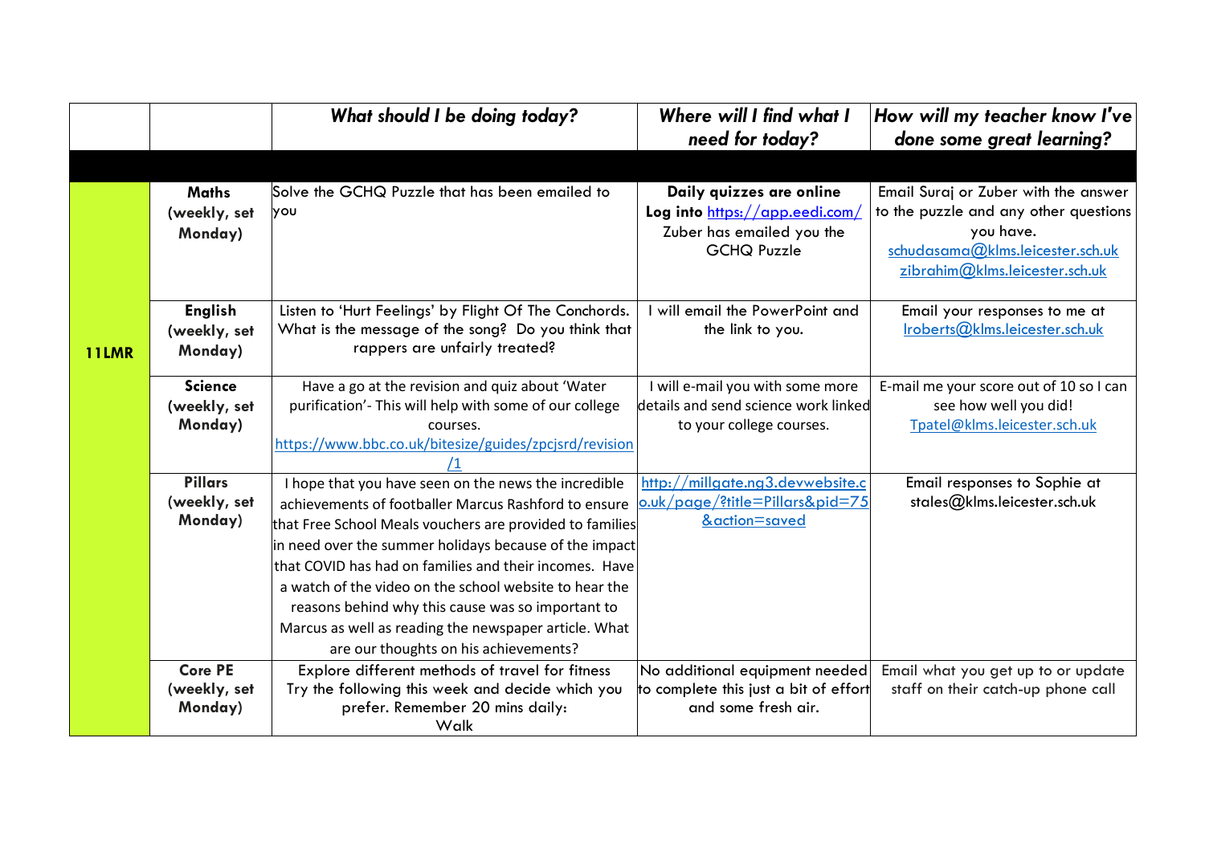| | | *What should I be doing today?* | *Where will I find what I need for today?* | *How will my teacher know I've done some great learning?* |
|---|---|---|---|---|
| | | | | |
| **11LMR** | **Maths (weekly, set Monday)** | Solve the GCHQ Puzzle that has been emailed to you | **Daily quizzes are online** **Log into** https://app.eedi.com/ Zuber has emailed you the GCHQ Puzzle | Email Suraj or Zuber with the answer to the puzzle and any other questions you have. schudasama@klms.leicester.sch.uk zibrahim@klms.leicester.sch.uk |
| | **English (weekly, set Monday)** | Listen to 'Hurt Feelings' by Flight Of The Conchords. What is the message of the song? Do you think that rappers are unfairly treated? | I will email the PowerPoint and the link to you. | Email your responses to me at lroberts@klms.leicester.sch.uk |
| | **Science (weekly, set Monday)** | Have a go at the revision and quiz about 'Water purification'- This will help with some of our college courses. https://www.bbc.co.uk/bitesize/guides/zpcjsrd/revision/1 | I will e-mail you with some more details and send science work linked to your college courses. | E-mail me your score out of 10 so I can see how well you did! Tpatel@klms.leicester.sch.uk |
| | **Pillars (weekly, set Monday)** | I hope that you have seen on the news the incredible achievements of footballer Marcus Rashford to ensure that Free School Meals vouchers are provided to families in need over the summer holidays because of the impact that COVID has had on families and their incomes. Have a watch of the video on the school website to hear the reasons behind why this cause was so important to Marcus as well as reading the newspaper article. What are our thoughts on his achievements? | http://millgate.ng3.devwebsite.co.uk/page/?title=Pillars&pid=75&action=saved | Email responses to Sophie at stales@klms.leicester.sch.uk |
| | **Core PE (weekly, set Monday)** | Explore different methods of travel for fitness Try the following this week and decide which you prefer. Remember 20 mins daily: Walk | No additional equipment needed to complete this just a bit of effort and some fresh air. | Email what you get up to or update staff on their catch-up phone call |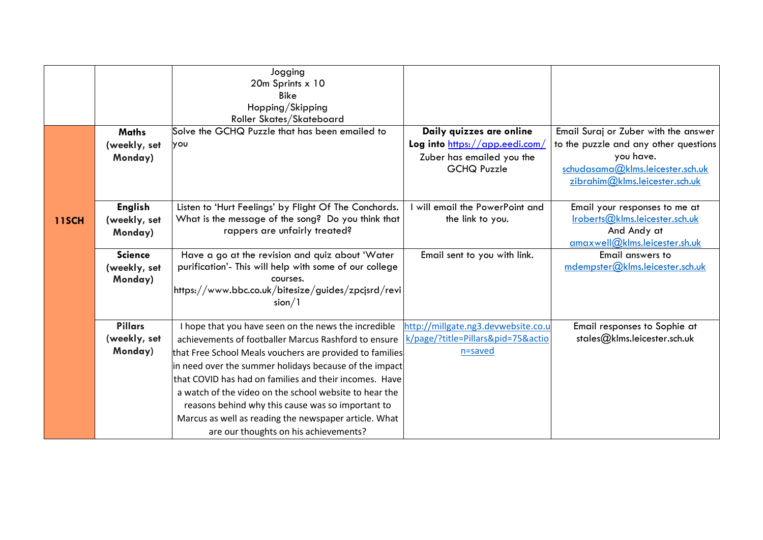| | | | | |
|---|---|---|---|---|
| | | Jogging<br>20m Sprints x 10<br>Bike<br>Hopping/Skipping<br>Roller Skates/Skateboard | | |
| **11SCH** | **Maths (weekly, set Monday)** | Solve the GCHQ Puzzle that has been emailed to you | **Daily quizzes are online**<br>**Log into** https://app.eedi.com/<br>Zuber has emailed you the GCHQ Puzzle | Email Suraj or Zuber with the answer to the puzzle and any other questions you have.<br>schudasama@klms.leicester.sch.uk<br>zibrahim@klms.leicester.sch.uk |
| | **English (weekly, set Monday)** | Listen to 'Hurt Feelings' by Flight Of The Conchords. What is the message of the song? Do you think that rappers are unfairly treated? | I will email the PowerPoint and the link to you. | Email your responses to me at lroberts@klms.leicester.sch.uk<br>And Andy at<br>amaxwell@klms.leicester.sh.uk |
| | **Science (weekly, set Monday)** | Have a go at the revision and quiz about 'Water purification'- This will help with some of our college courses.<br>https://www.bbc.co.uk/bitesize/guides/zpcjsrd/revision/1 | Email sent to you with link. | Email answers to<br>mdempster@klms.leicester.sch.uk |
| | **Pillars (weekly, set Monday)** | I hope that you have seen on the news the incredible achievements of footballer Marcus Rashford to ensure that Free School Meals vouchers are provided to families in need over the summer holidays because of the impact that COVID has had on families and their incomes. Have a watch of the video on the school website to hear the reasons behind why this cause was so important to Marcus as well as reading the newspaper article. What are our thoughts on his achievements? | http://millgate.ng3.devwebsite.co.uk/page/?title=Pillars&pid=75&action=saved | Email responses to Sophie at stales@klms.leicester.sch.uk |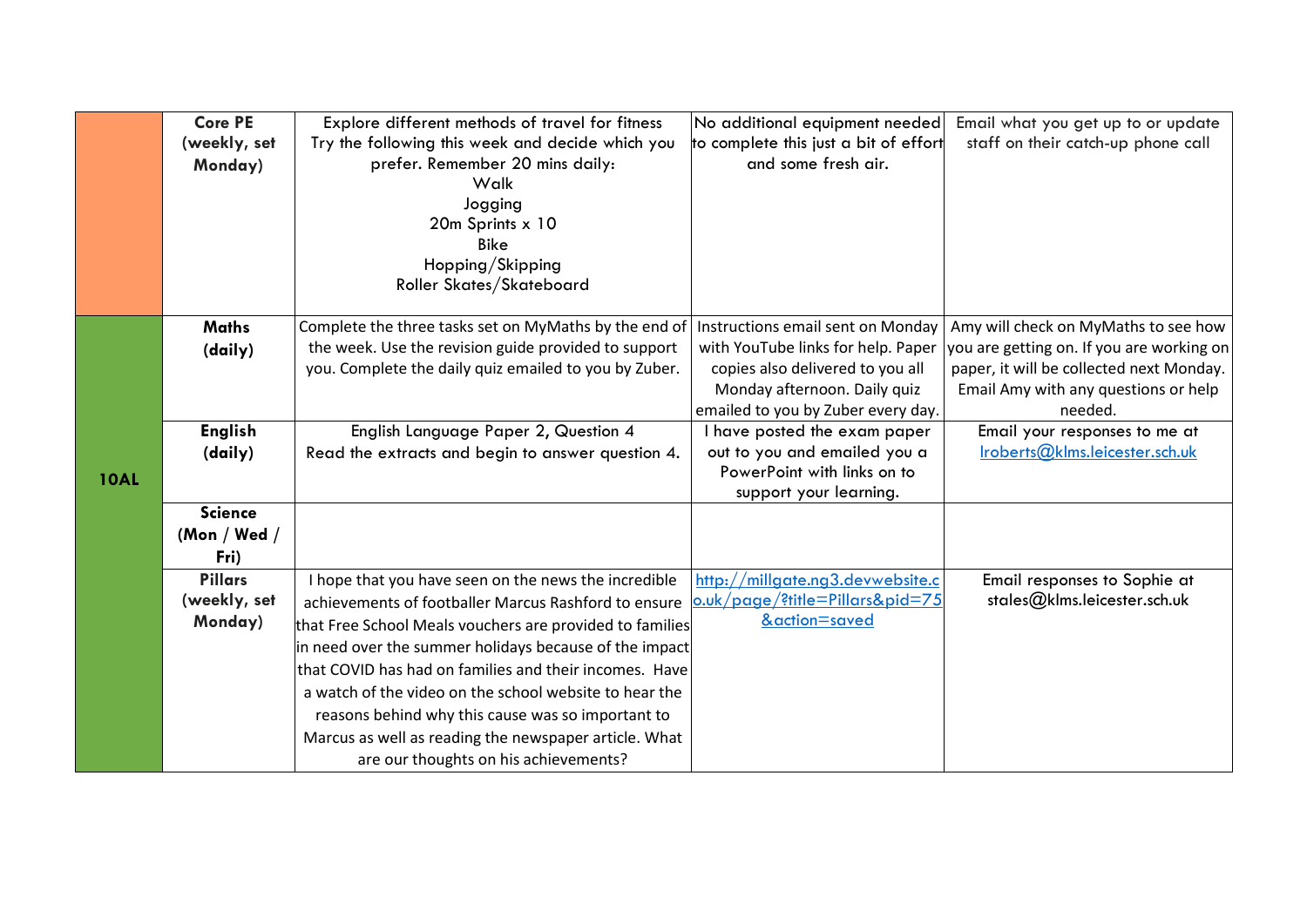| | | | | |
|---|---|---|---|---|
| | **Core PE (weekly, set Monday)** | Explore different methods of travel for fitness<br>Try the following this week and decide which you prefer. Remember 20 mins daily:<br>Walk<br>Jogging<br>20m Sprints x 10<br>Bike<br>Hopping/Skipping<br>Roller Skates/Skateboard | No additional equipment needed to complete this just a bit of effort and some fresh air. | Email what you get up to or update staff on their catch-up phone call |
| **10AL** | **Maths (daily)** | Complete the three tasks set on MyMaths by the end of the week. Use the revision guide provided to support you. Complete the daily quiz emailed to you by Zuber. | Instructions email sent on Monday with YouTube links for help. Paper copies also delivered to you all Monday afternoon. Daily quiz emailed to you by Zuber every day. | Amy will check on MyMaths to see how you are getting on. If you are working on paper, it will be collected next Monday. Email Amy with any questions or help needed. |
| | **English (daily)** | English Language Paper 2, Question 4<br>Read the extracts and begin to answer question 4. | I have posted the exam paper out to you and emailed you a PowerPoint with links on to support your learning. | Email your responses to me at lroberts@klms.leicester.sch.uk |
| | **Science (Mon / Wed / Fri)** | | | |
| | **Pillars (weekly, set Monday)** | I hope that you have seen on the news the incredible achievements of footballer Marcus Rashford to ensure that Free School Meals vouchers are provided to families in need over the summer holidays because of the impact that COVID has had on families and their incomes. Have a watch of the video on the school website to hear the reasons behind why this cause was so important to Marcus as well as reading the newspaper article. What are our thoughts on his achievements? | http://millgate.ng3.devwebsite.co.uk/page/?title=Pillars&pid=75&action=saved | Email responses to Sophie at stales@klms.leicester.sch.uk |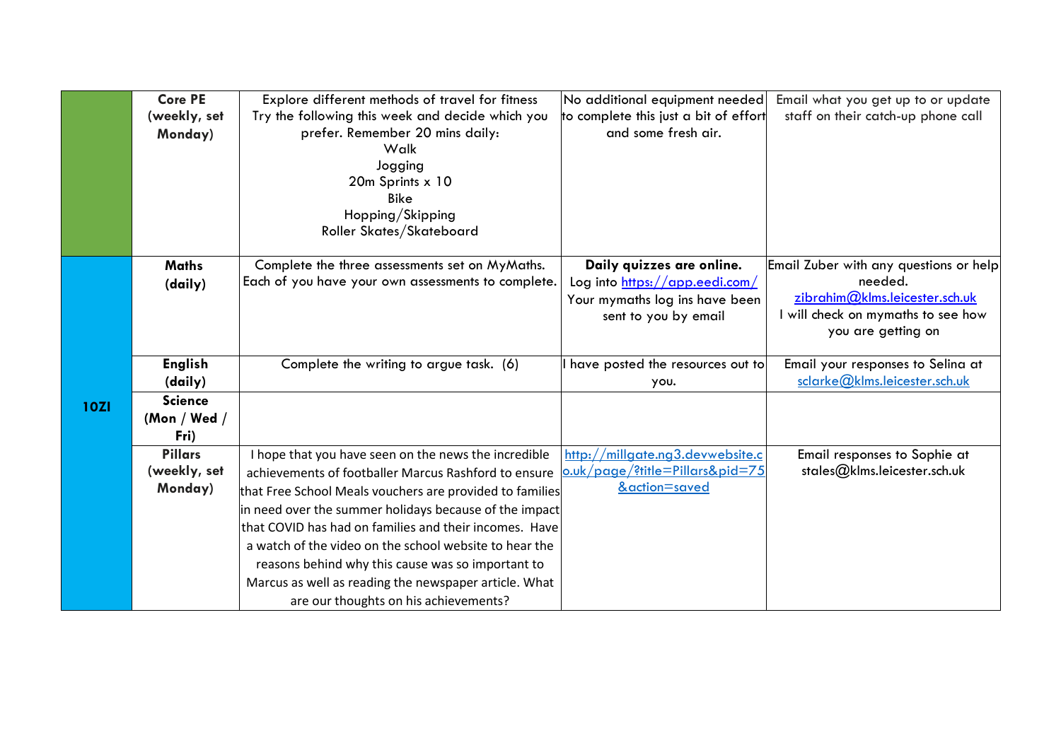| | | | | |
|---|---|---|---|---|
| | **Core PE (weekly, set Monday)** | Explore different methods of travel for fitness<br>Try the following this week and decide which you prefer. Remember 20 mins daily:<br>Walk<br>Jogging<br>20m Sprints x 10<br>Bike<br>Hopping/Skipping<br>Roller Skates/Skateboard | No additional equipment needed to complete this just a bit of effort and some fresh air. | Email what you get up to or update staff on their catch-up phone call |
| **10ZI** | **Maths (daily)** | Complete the three assessments set on MyMaths. Each of you have your own assessments to complete. | **Daily quizzes are online.**<br>Log into https://app.eedi.com/<br>Your mymaths log ins have been sent to you by email | Email Zuber with any questions or help needed.<br>zibrahim@klms.leicester.sch.uk<br>I will check on mymaths to see how you are getting on |
| | **English (daily)** | Complete the writing to argue task. (6) | I have posted the resources out to you. | Email your responses to Selina at sclarke@klms.leicester.sch.uk |
| | **Science (Mon / Wed / Fri)** | | | |
| | **Pillars (weekly, set Monday)** | I hope that you have seen on the news the incredible achievements of footballer Marcus Rashford to ensure that Free School Meals vouchers are provided to families in need over the summer holidays because of the impact that COVID has had on families and their incomes. Have a watch of the video on the school website to hear the reasons behind why this cause was so important to Marcus as well as reading the newspaper article. What are our thoughts on his achievements? | http://millgate.ng3.devwebsite.co.uk/page/?title=Pillars&pid=75&action=saved | Email responses to Sophie at stales@klms.leicester.sch.uk |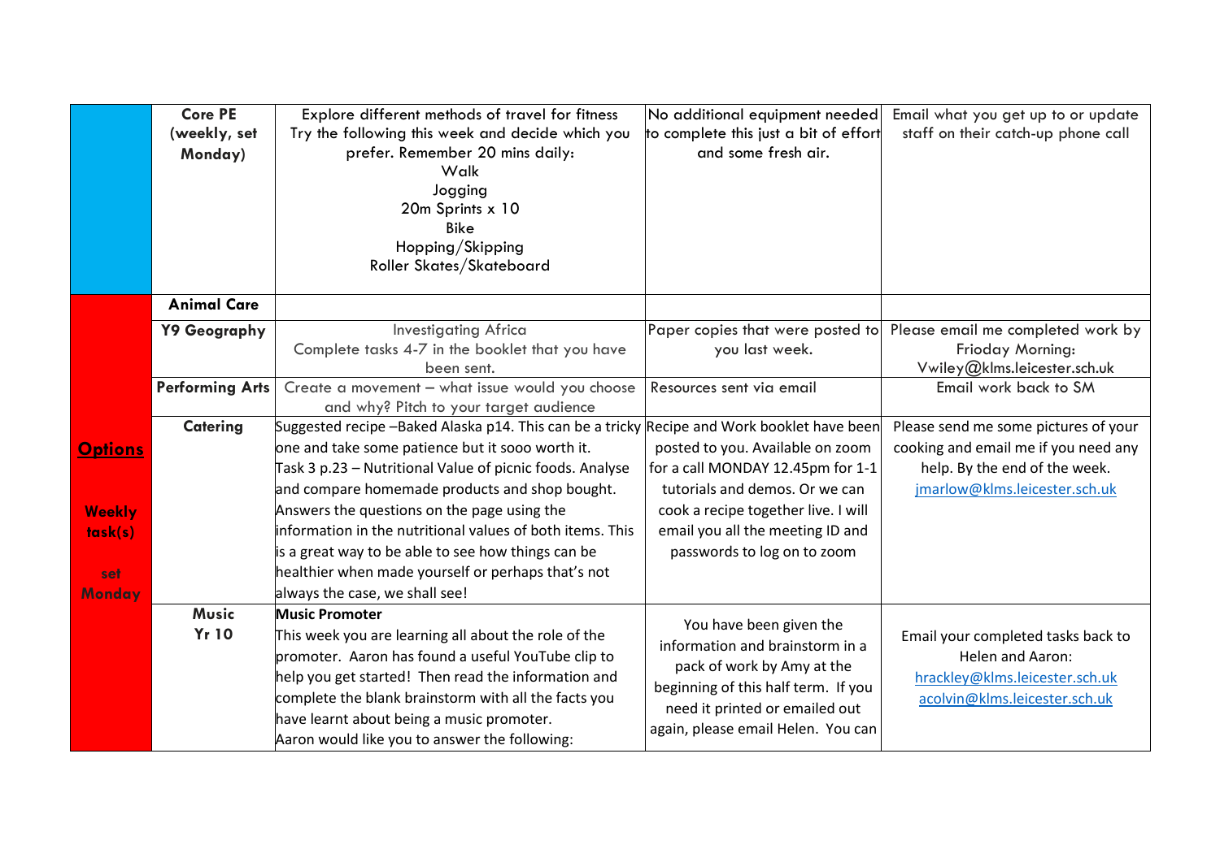| | | | | |
|---|---|---|---|---|
| | **Core PE (weekly, set Monday)** | Explore different methods of travel for fitness<br>Try the following this week and decide which you prefer. Remember 20 mins daily:<br>Walk<br>Jogging<br>20m Sprints x 10<br>Bike<br>Hopping/Skipping<br>Roller Skates/Skateboard | No additional equipment needed to complete this just a bit of effort and some fresh air. | Email what you get up to or update staff on their catch-up phone call |
| **Options**<br><br>**Weekly task(s)**<br><br>**set Monday** | **Animal Care** | | | |
| | **Y9 Geography** | Investigating Africa<br>Complete tasks 4-7 in the booklet that you have been sent. | Paper copies that were posted to you last week. | Please email me completed work by Frioday Morning:<br>Vwiley@klms.leicester.sch.uk |
| | **Performing Arts** | Create a movement – what issue would you choose and why? Pitch to your target audience | Resources sent via email | Email work back to SM |
| | **Catering** | Suggested recipe –Baked Alaska p14. This can be a tricky one and take some patience but it sooo worth it.<br>Task 3 p.23 – Nutritional Value of picnic foods. Analyse and compare homemade products and shop bought. Answers the questions on the page using the information in the nutritional values of both items. This is a great way to be able to see how things can be healthier when made yourself or perhaps that's not always the case, we shall see! | Recipe and Work booklet have been posted to you. Available on zoom for a call MONDAY 12.45pm for 1-1 tutorials and demos. Or we can cook a recipe together live. I will email you all the meeting ID and passwords to log on to zoom | Please send me some pictures of your cooking and email me if you need any help. By the end of the week.<br>jmarlow@klms.leicester.sch.uk |
| | **Music Yr 10** | **Music Promoter**<br>This week you are learning all about the role of the promoter. Aaron has found a useful YouTube clip to help you get started! Then read the information and complete the blank brainstorm with all the facts you have learnt about being a music promoter.<br>Aaron would like you to answer the following: | You have been given the information and brainstorm in a pack of work by Amy at the beginning of this half term. If you need it printed or emailed out again, please email Helen. You can | Email your completed tasks back to Helen and Aaron:<br>hrackley@klms.leicester.sch.uk<br>acolvin@klms.leicester.sch.uk |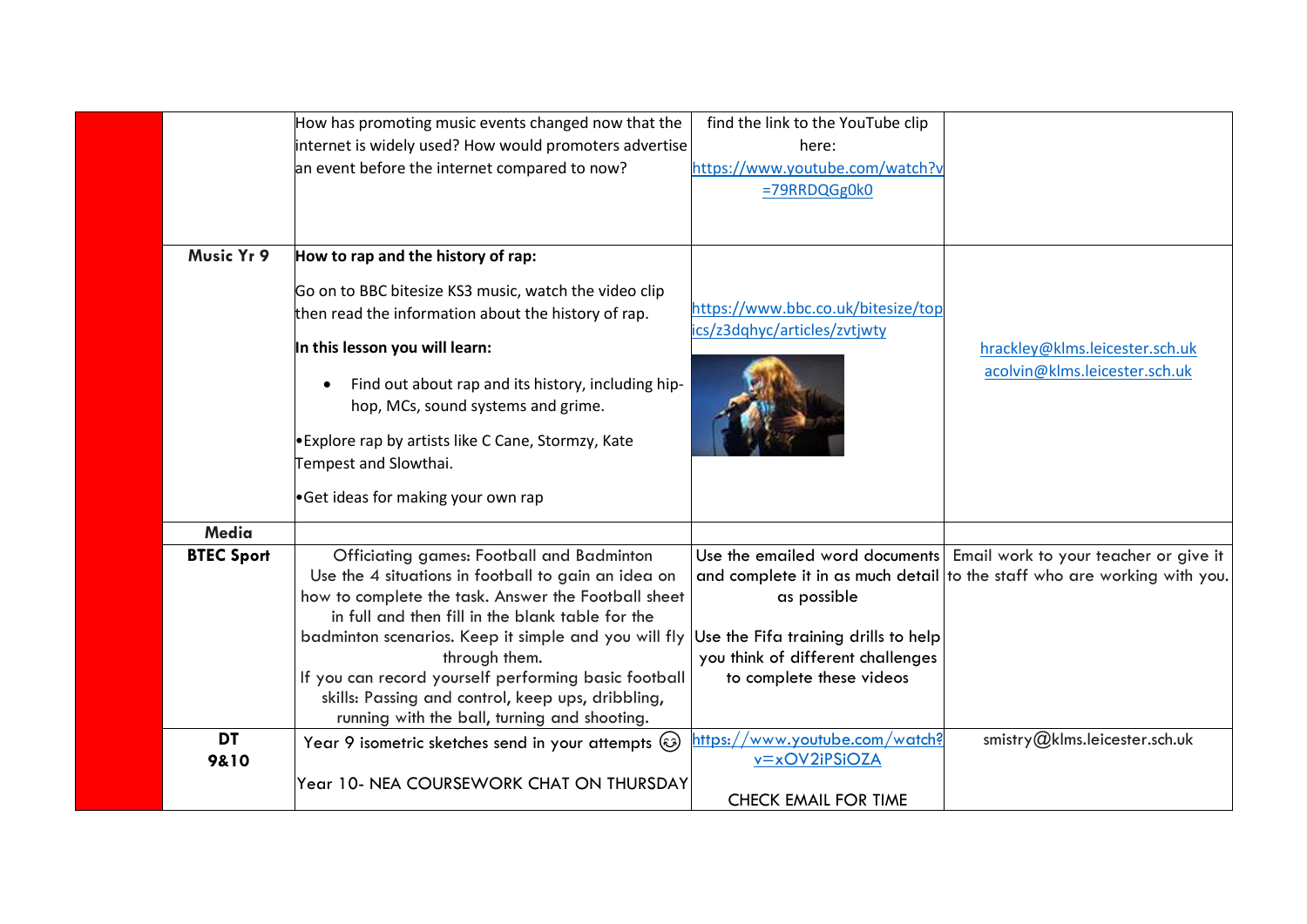| | | | | |
|---|---|---|---|---|
| | | How has promoting music events changed now that the internet is widely used? How would promoters advertise an event before the internet compared to now? | find the link to the YouTube clip here: https://www.youtube.com/watch?v=79RRDQGg0k0 | |
| | **Music Yr 9** | **How to rap and the history of rap:**<br><br>Go on to BBC bitesize KS3 music, watch the video clip then read the information about the history of rap.<br><br>**In this lesson you will learn:**<br><br>• Find out about rap and its history, including hip-hop, MCs, sound systems and grime.<br><br>•Explore rap by artists like C Cane, Stormzy, Kate Tempest and Slowthai.<br><br>•Get ideas for making your own rap | https://www.bbc.co.uk/bitesize/topics/z3dqhyc/articles/zvtjwty | hrackley@klms.leicester.sch.uk<br>acolvin@klms.leicester.sch.uk |
| | **Media** | | | |
| | **BTEC Sport** | Officiating games: Football and Badminton<br>Use the 4 situations in football to gain an idea on how to complete the task. Answer the Football sheet in full and then fill in the blank table for the badminton scenarios. Keep it simple and you will fly through them.<br>If you can record yourself performing basic football skills: Passing and control, keep ups, dribbling, running with the ball, turning and shooting. | Use the emailed word documents and complete it in as much detail as possible<br><br>Use the Fifa training drills to help you think of different challenges to complete these videos | Email work to your teacher or give it to the staff who are working with you. |
| | **DT 9&10** | Year 9 isometric sketches send in your attempts ☺<br><br>Year 10- NEA COURSEWORK CHAT ON THURSDAY | https://www.youtube.com/watch?v=xOV2iPSiOZA<br><br>CHECK EMAIL FOR TIME | smistry@klms.leicester.sch.uk |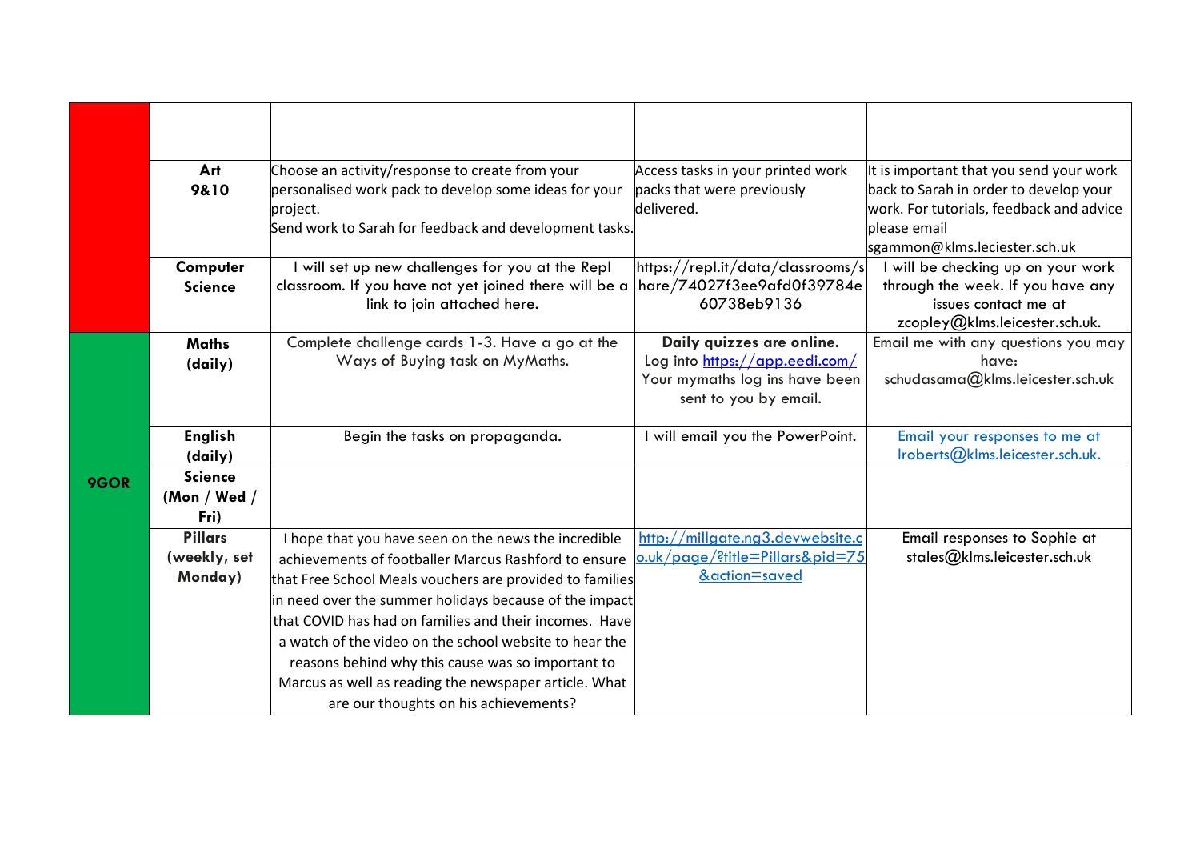| | | | | |
|---|---|---|---|---|
| | | | | |
| | **Art 9&10** | Choose an activity/response to create from your personalised work pack to develop some ideas for your project.<br>Send work to Sarah for feedback and development tasks. | Access tasks in your printed work packs that were previously delivered. | It is important that you send your work back to Sarah in order to develop your work. For tutorials, feedback and advice please email sgammon@klms.leciester.sch.uk |
| | **Computer Science** | I will set up new challenges for you at the Repl classroom. If you have not yet joined there will be a link to join attached here. | https://repl.it/data/classrooms/share/74027f3ee9afd0f39784e60738eb9136 | I will be checking up on your work through the week. If you have any issues contact me at zcopley@klms.leicester.sch.uk. |
| **9GOR** | **Maths (daily)** | Complete challenge cards 1-3. Have a go at the Ways of Buying task on MyMaths. | **Daily quizzes are online.**<br>Log into https://app.eedi.com/<br>Your mymaths log ins have been sent to you by email. | Email me with any questions you may have: schudasama@klms.leicester.sch.uk |
| | **English (daily)** | Begin the tasks on propaganda. | I will email you the PowerPoint. | Email your responses to me at lroberts@klms.leicester.sch.uk. |
| | **Science (Mon / Wed / Fri)** | | | |
| | **Pillars (weekly, set Monday)** | I hope that you have seen on the news the incredible achievements of footballer Marcus Rashford to ensure that Free School Meals vouchers are provided to families in need over the summer holidays because of the impact that COVID has had on families and their incomes. Have a watch of the video on the school website to hear the reasons behind why this cause was so important to Marcus as well as reading the newspaper article. What are our thoughts on his achievements? | http://millgate.ng3.devwebsite.co.uk/page/?title=Pillars&pid=75&action=saved | Email responses to Sophie at stales@klms.leicester.sch.uk |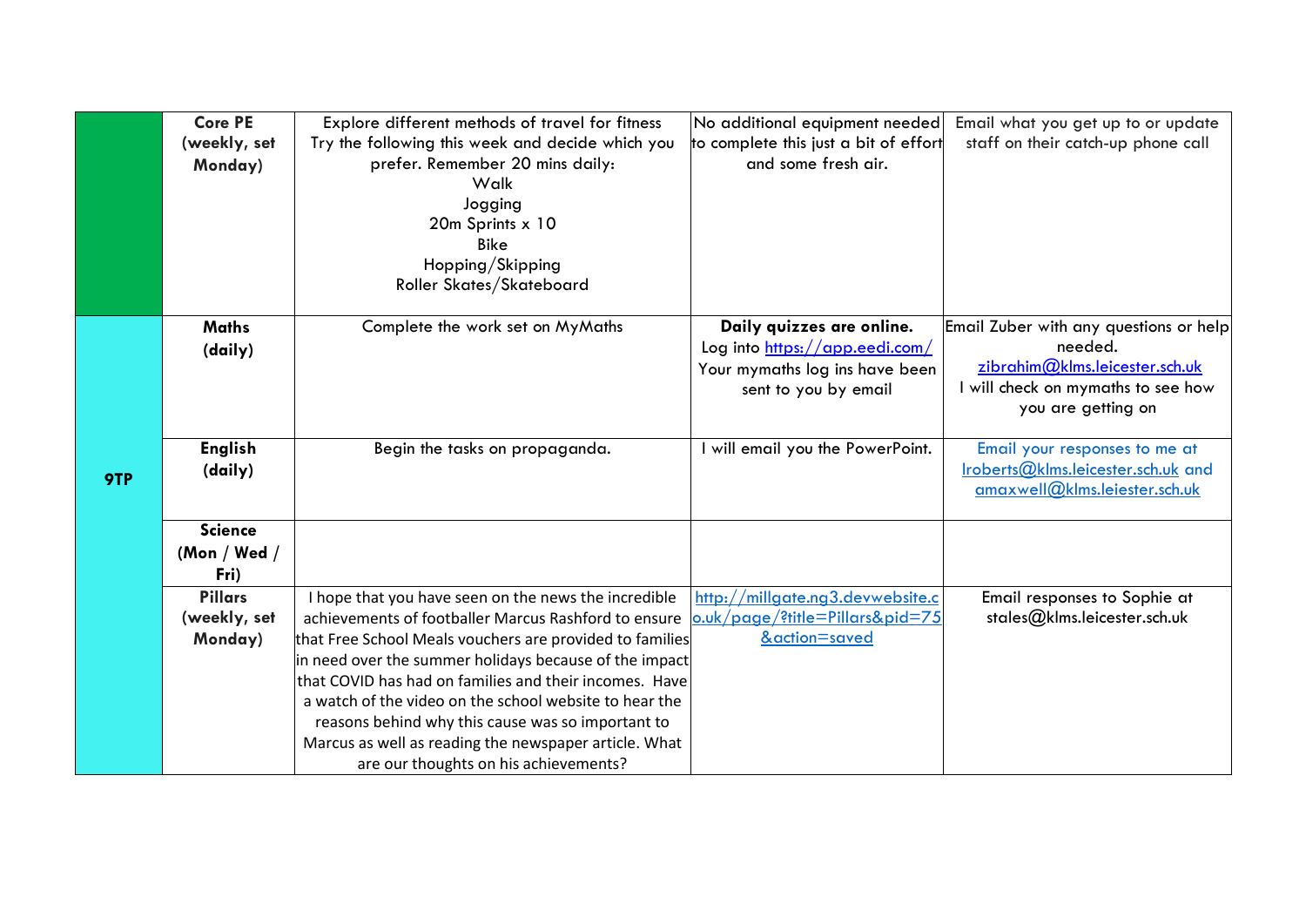| | | | | |
|---|---|---|---|---|
| | **Core PE (weekly, set Monday)** | Explore different methods of travel for fitness<br>Try the following this week and decide which you prefer. Remember 20 mins daily:<br>Walk<br>Jogging<br>20m Sprints x 10<br>Bike<br>Hopping/Skipping<br>Roller Skates/Skateboard | No additional equipment needed to complete this just a bit of effort and some fresh air. | Email what you get up to or update staff on their catch-up phone call |
| **9TP** | **Maths (daily)** | Complete the work set on MyMaths | **Daily quizzes are online.**<br>Log into https://app.eedi.com/<br>Your mymaths log ins have been sent to you by email | Email Zuber with any questions or help needed.<br>zibrahim@klms.leicester.sch.uk<br>I will check on mymaths to see how you are getting on |
| | **English (daily)** | Begin the tasks on propaganda. | I will email you the PowerPoint. | Email your responses to me at lroberts@klms.leicester.sch.uk and amaxwell@klms.leiester.sch.uk |
| | **Science (Mon / Wed / Fri)** | | | |
| | **Pillars (weekly, set Monday)** | I hope that you have seen on the news the incredible achievements of footballer Marcus Rashford to ensure that Free School Meals vouchers are provided to families in need over the summer holidays because of the impact that COVID has had on families and their incomes. Have a watch of the video on the school website to hear the reasons behind why this cause was so important to Marcus as well as reading the newspaper article. What are our thoughts on his achievements? | http://millgate.ng3.devwebsite.co.uk/page/?title=Pillars&pid=75&action=saved | Email responses to Sophie at stales@klms.leicester.sch.uk |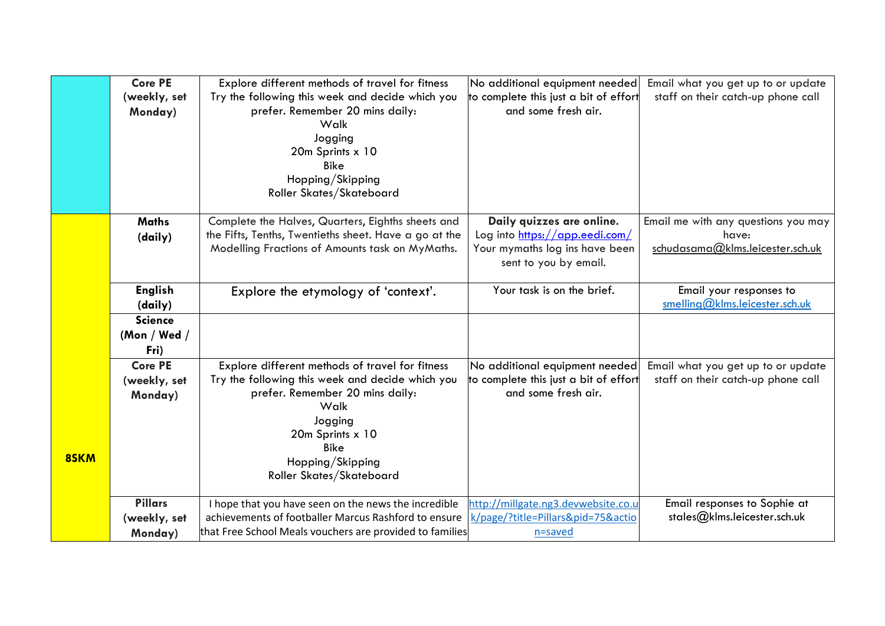|  |  |  |  |  |
|---|---|---|---|---|
|  | **Core PE (weekly, set Monday)** | Explore different methods of travel for fitness Try the following this week and decide which you prefer. Remember 20 mins daily:<br>Walk<br>Jogging<br>20m Sprints x 10<br>Bike<br>Hopping/Skipping<br>Roller Skates/Skateboard | No additional equipment needed to complete this just a bit of effort and some fresh air. | Email what you get up to or update staff on their catch-up phone call |
| **8SKM** | **Maths (daily)** | Complete the Halves, Quarters, Eighths sheets and the Fifts, Tenths, Twentieths sheet. Have a go at the Modelling Fractions of Amounts task on MyMaths. | **Daily quizzes are online.** Log into https://app.eedi.com/ Your mymaths log ins have been sent to you by email. | Email me with any questions you may have: schudasama@klms.leicester.sch.uk |
|  | **English (daily)** | Explore the etymology of 'context'. | Your task is on the brief. | Email your responses to smelling@klms.leicester.sch.uk |
|  | **Science (Mon / Wed / Fri)** |  |  |  |
|  | **Core PE (weekly, set Monday)** | Explore different methods of travel for fitness Try the following this week and decide which you prefer. Remember 20 mins daily:<br>Walk<br>Jogging<br>20m Sprints x 10<br>Bike<br>Hopping/Skipping<br>Roller Skates/Skateboard | No additional equipment needed to complete this just a bit of effort and some fresh air. | Email what you get up to or update staff on their catch-up phone call |
|  | **Pillars (weekly, set Monday)** | I hope that you have seen on the news the incredible achievements of footballer Marcus Rashford to ensure that Free School Meals vouchers are provided to families | http://millgate.ng3.devwebsite.co.uk/page/?title=Pillars&pid=75&action=saved | Email responses to Sophie at stales@klms.leicester.sch.uk |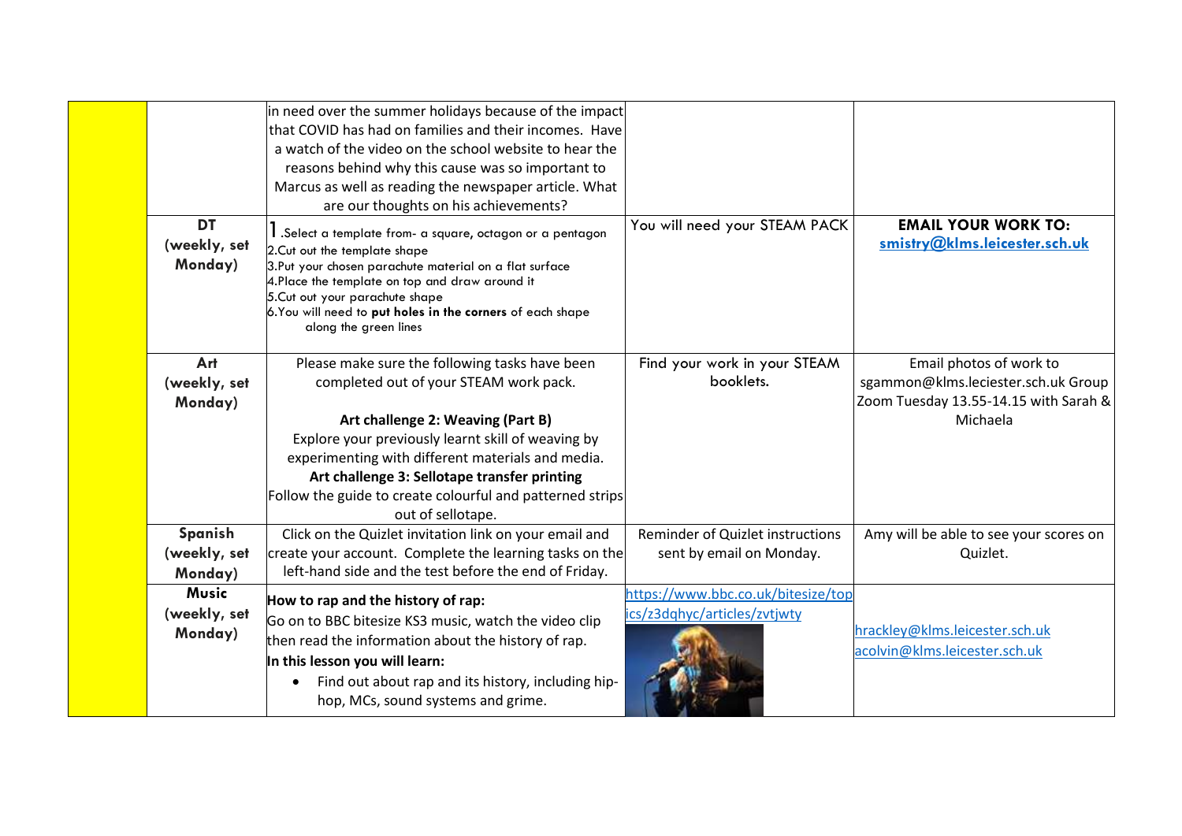| | | | | |
|---|---|---|---|---|
| | | in need over the summer holidays because of the impact that COVID has had on families and their incomes. Have a watch of the video on the school website to hear the reasons behind why this cause was so important to Marcus as well as reading the newspaper article. What are our thoughts on his achievements? | | |
| | **DT (weekly, set Monday)** | 1.Select a template from- a square, octagon or a pentagon<br>2.Cut out the template shape<br>3.Put your chosen parachute material on a flat surface<br>4.Place the template on top and draw around it<br>5.Cut out your parachute shape<br>6.You will need to **put holes in the corners** of each shape along the green lines | You will need your STEAM PACK | **EMAIL YOUR WORK TO:** **smistry@klms.leicester.sch.uk** |
| | **Art (weekly, set Monday)** | Please make sure the following tasks have been completed out of your STEAM work pack.<br><br>**Art challenge 2: Weaving (Part B)**<br>Explore your previously learnt skill of weaving by experimenting with different materials and media.<br>**Art challenge 3: Sellotape transfer printing**<br>Follow the guide to create colourful and patterned strips out of sellotape. | Find your work in your STEAM booklets. | Email photos of work to sgammon@klms.leciester.sch.uk Group Zoom Tuesday 13.55-14.15 with Sarah & Michaela |
| | **Spanish (weekly, set Monday)** | Click on the Quizlet invitation link on your email and create your account. Complete the learning tasks on the left-hand side and the test before the end of Friday. | Reminder of Quizlet instructions sent by email on Monday. | Amy will be able to see your scores on Quizlet. |
| | **Music (weekly, set Monday)** | **How to rap and the history of rap:**<br>Go on to BBC bitesize KS3 music, watch the video clip then read the information about the history of rap.<br>**In this lesson you will learn:**<br>• Find out about rap and its history, including hip-hop, MCs, sound systems and grime. | https://www.bbc.co.uk/bitesize/topics/z3dqhyc/articles/zvtjwty | hrackley@klms.leicester.sch.uk<br>acolvin@klms.leicester.sch.uk |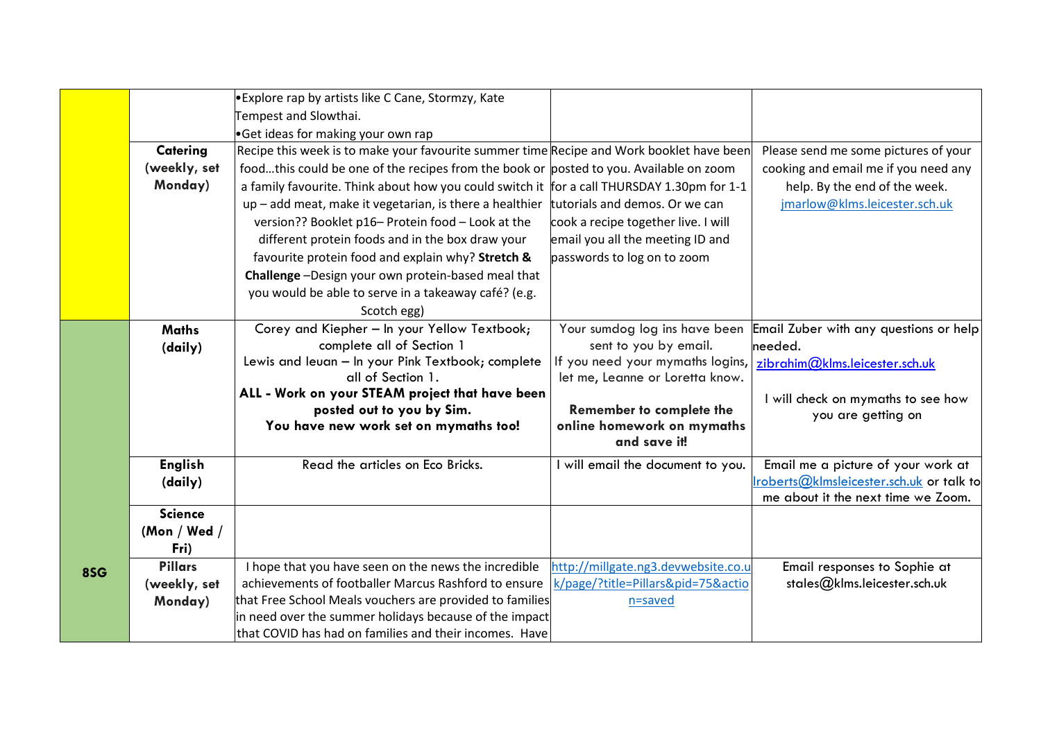| | | | | |
|---|---|---|---|---|
| | | •Explore rap by artists like C Cane, Stormzy, Kate Tempest and Slowthai.<br>•Get ideas for making your own rap | | |
| | **Catering (weekly, set Monday)** | Recipe this week is to make your favourite summer time food…this could be one of the recipes from the book or a family favourite. Think about how you could switch it up – add meat, make it vegetarian, is there a healthier version?? Booklet p16– Protein food – Look at the different protein foods and in the box draw your favourite protein food and explain why? **Stretch & Challenge** –Design your own protein-based meal that you would be able to serve in a takeaway café? (e.g. Scotch egg) | Recipe and Work booklet have been posted to you. Available on zoom for a call THURSDAY 1.30pm for 1-1 tutorials and demos. Or we can cook a recipe together live. I will email you all the meeting ID and passwords to log on to zoom | Please send me some pictures of your cooking and email me if you need any help. By the end of the week. jmarlow@klms.leicester.sch.uk |
| **8SG** | **Maths (daily)** | Corey and Kiepher – In your Yellow Textbook; complete all of Section 1<br>Lewis and Ieuan – In your Pink Textbook; complete all of Section 1.<br>**ALL - Work on your STEAM project that have been posted out to you by Sim.**<br>**You have new work set on mymaths too!** | Your sumdog log ins have been sent to you by email.<br>If you need your mymaths logins, let me, Leanne or Loretta know.<br>**Remember to complete the online homework on mymaths and save it!** | Email Zuber with any questions or help needed.<br>zibrahim@klms.leicester.sch.uk<br>I will check on mymaths to see how you are getting on |
| | **English (daily)** | Read the articles on Eco Bricks. | I will email the document to you. | Email me a picture of your work at lroberts@klmsleicester.sch.uk or talk to me about it the next time we Zoom. |
| | **Science (Mon / Wed / Fri)** | | | |
| | **Pillars (weekly, set Monday)** | I hope that you have seen on the news the incredible achievements of footballer Marcus Rashford to ensure that Free School Meals vouchers are provided to families in need over the summer holidays because of the impact that COVID has had on families and their incomes. Have | http://millgate.ng3.devwebsite.co.uk/page/?title=Pillars&pid=75&action=saved | Email responses to Sophie at stales@klms.leicester.sch.uk |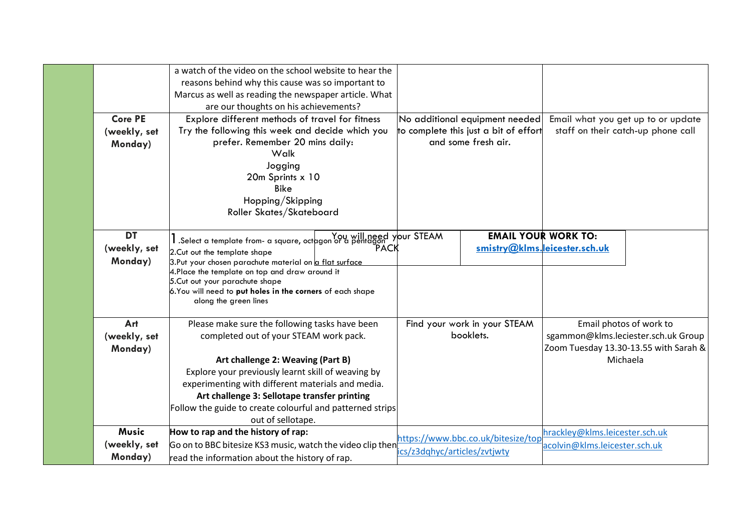| | | | | |
|---|---|---|---|---|
| | | a watch of the video on the school website to hear the reasons behind why this cause was so important to Marcus as well as reading the newspaper article. What are our thoughts on his achievements? | | |
| | **Core PE (weekly, set Monday)** | Explore different methods of travel for fitness<br>Try the following this week and decide which you prefer. Remember 20 mins daily:<br>Walk<br>Jogging<br>20m Sprints x 10<br>Bike<br>Hopping/Skipping<br>Roller Skates/Skateboard | No additional equipment needed to complete this just a bit of effort and some fresh air. | Email what you get up to or update staff on their catch-up phone call |
| | **DT (weekly, set Monday)** | 1.Select a template from- a square, octagon or a pentagon<br>2.Cut out the template shape<br>3.Put your chosen parachute material on a flat surface<br>4.Place the template on top and draw around it<br>5.Cut out your parachute shape<br>6.You will need to **put holes in the corners** of each shape along the green lines | You will need your STEAM PACK | **EMAIL YOUR WORK TO:** smistry@klms.leicester.sch.uk |
| | **Art (weekly, set Monday)** | Please make sure the following tasks have been completed out of your STEAM work pack.<br><br>**Art challenge 2: Weaving (Part B)**<br>Explore your previously learnt skill of weaving by experimenting with different materials and media.<br>**Art challenge 3: Sellotape transfer printing**<br>Follow the guide to create colourful and patterned strips out of sellotape. | Find your work in your STEAM booklets. | Email photos of work to sgammon@klms.leciester.sch.uk Group Zoom Tuesday 13.30-13.55 with Sarah & Michaela |
| | **Music (weekly, set Monday)** | **How to rap and the history of rap:**<br>Go on to BBC bitesize KS3 music, watch the video clip then read the information about the history of rap. | https://www.bbc.co.uk/bitesize/topics/z3dqhyc/articles/zvtjwty | hrackley@klms.leicester.sch.uk<br>acolvin@klms.leicester.sch.uk |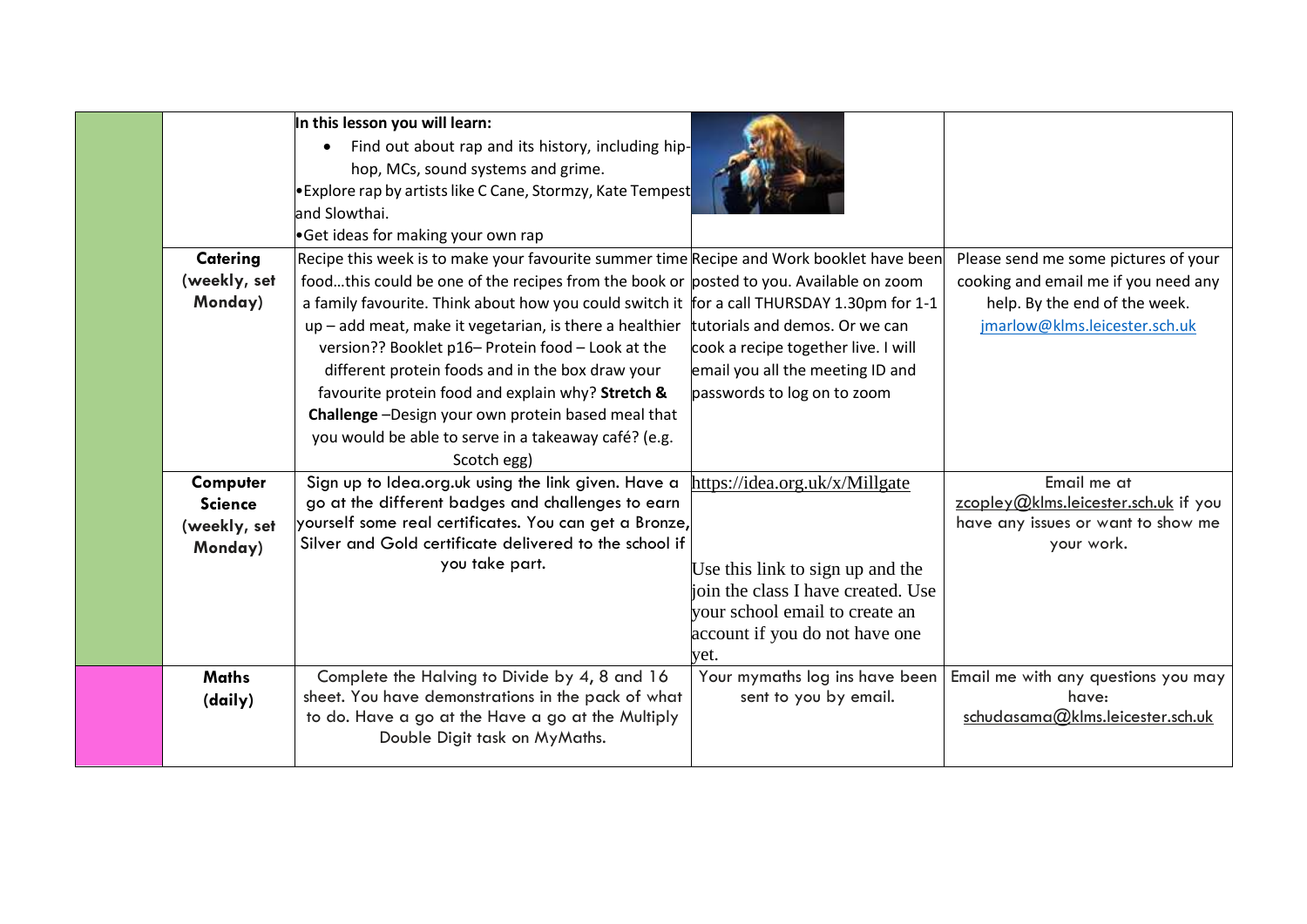| | | | | |
|---|---|---|---|---|
| | | **In this lesson you will learn:**<br>• Find out about rap and its history, including hip-hop, MCs, sound systems and grime.<br>•Explore rap by artists like C Cane, Stormzy, Kate Tempest and Slowthai.<br>•Get ideas for making your own rap | | |
| | **Catering (weekly, set Monday)** | Recipe this week is to make your favourite summer time food…this could be one of the recipes from the book or a family favourite. Think about how you could switch it up – add meat, make it vegetarian, is there a healthier version?? Booklet p16– Protein food – Look at the different protein foods and in the box draw your favourite protein food and explain why? **Stretch & Challenge** –Design your own protein based meal that you would be able to serve in a takeaway café? (e.g. Scotch egg) | Recipe and Work booklet have been posted to you. Available on zoom for a call THURSDAY 1.30pm for 1-1 tutorials and demos. Or we can cook a recipe together live. I will email you all the meeting ID and passwords to log on to zoom | Please send me some pictures of your cooking and email me if you need any help. By the end of the week. jmarlow@klms.leicester.sch.uk |
| | **Computer Science (weekly, set Monday)** | Sign up to Idea.org.uk using the link given. Have a go at the different badges and challenges to earn yourself some real certificates. You can get a Bronze, Silver and Gold certificate delivered to the school if you take part. | https://idea.org.uk/x/Millgate<br><br>Use this link to sign up and the join the class I have created. Use your school email to create an account if you do not have one yet. | Email me at zcopley@klms.leicester.sch.uk if you have any issues or want to show me your work. |
| | **Maths (daily)** | Complete the Halving to Divide by 4, 8 and 16 sheet. You have demonstrations in the pack of what to do. Have a go at the Have a go at the Multiply Double Digit task on MyMaths. | Your mymaths log ins have been sent to you by email. | Email me with any questions you may have: schudasama@klms.leicester.sch.uk |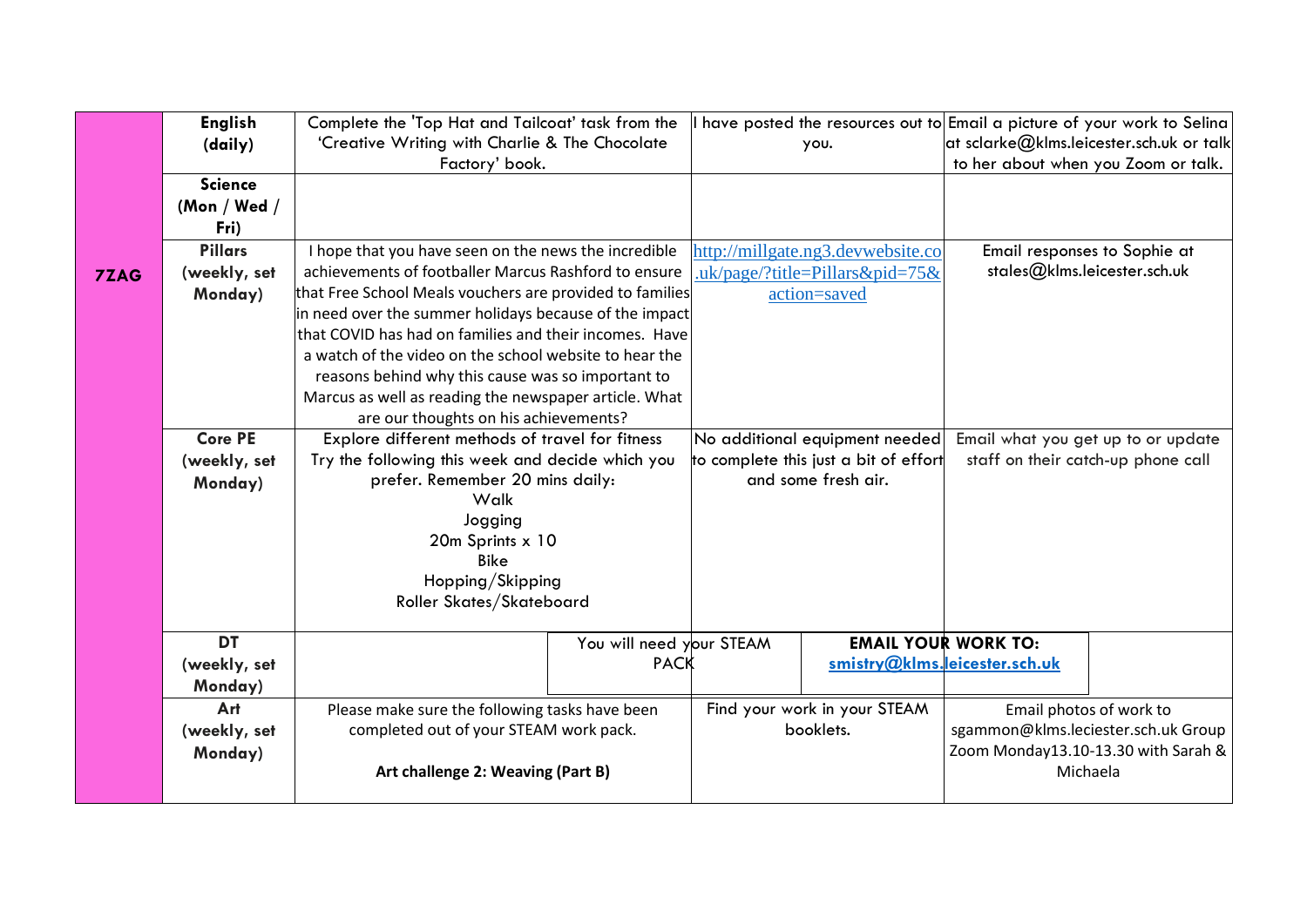| | | | | |
|---|---|---|---|---|
| **7ZAG** | **English (daily)** | Complete the 'Top Hat and Tailcoat' task from the 'Creative Writing with Charlie & The Chocolate Factory' book. | I have posted the resources out to you. | Email a picture of your work to Selina at sclarke@klms.leicester.sch.uk or talk to her about when you Zoom or talk. |
| | **Science (Mon / Wed / Fri)** | | | |
| | **Pillars (weekly, set Monday)** | I hope that you have seen on the news the incredible achievements of footballer Marcus Rashford to ensure that Free School Meals vouchers are provided to families in need over the summer holidays because of the impact that COVID has had on families and their incomes. Have a watch of the video on the school website to hear the reasons behind why this cause was so important to Marcus as well as reading the newspaper article. What are our thoughts on his achievements? | http://millgate.ng3.devwebsite.co.uk/page/?title=Pillars&pid=75&action=saved | Email responses to Sophie at stales@klms.leicester.sch.uk |
| | **Core PE (weekly, set Monday)** | Explore different methods of travel for fitness<br>Try the following this week and decide which you prefer. Remember 20 mins daily:<br>Walk<br>Jogging<br>20m Sprints x 10<br>Bike<br>Hopping/Skipping<br>Roller Skates/Skateboard | No additional equipment needed to complete this just a bit of effort and some fresh air. | Email what you get up to or update staff on their catch-up phone call |
| | **DT (weekly, set Monday)** | You will need your STEAM PACK | | **EMAIL YOUR WORK TO:** **smistry@klms.leicester.sch.uk** |
| | **Art (weekly, set Monday)** | Please make sure the following tasks have been completed out of your STEAM work pack.<br><br>**Art challenge 2: Weaving (Part B)** | Find your work in your STEAM booklets. | Email photos of work to sgammon@klms.leciester.sch.uk Group Zoom Monday13.10-13.30 with Sarah & Michaela |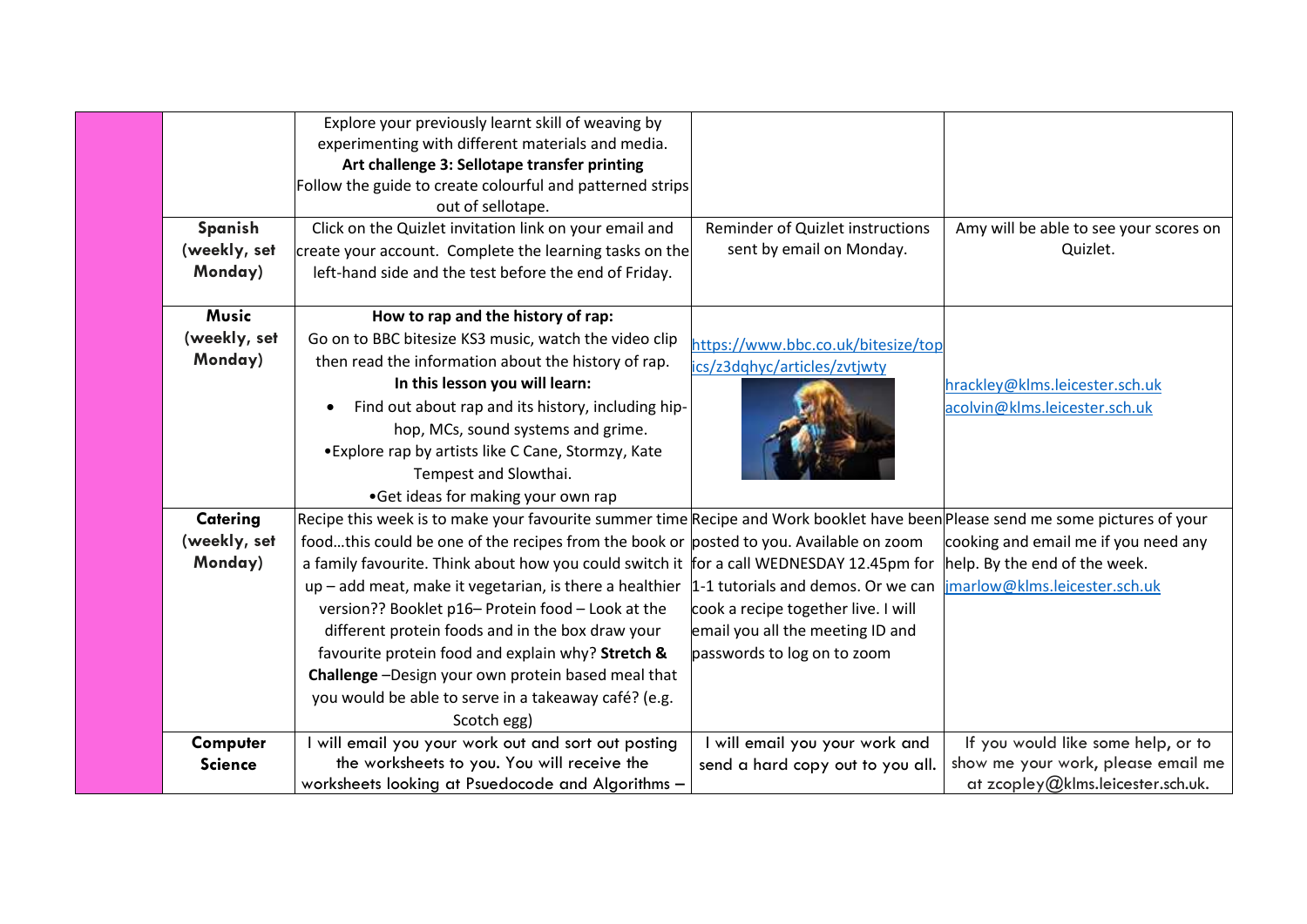| | | | | |
|---|---|---|---|---|
| | | Explore your previously learnt skill of weaving by experimenting with different materials and media. **Art challenge 3: Sellotape transfer printing** Follow the guide to create colourful and patterned strips out of sellotape. | | |
| | **Spanish (weekly, set Monday)** | Click on the Quizlet invitation link on your email and create your account. Complete the learning tasks on the left-hand side and the test before the end of Friday. | Reminder of Quizlet instructions sent by email on Monday. | Amy will be able to see your scores on Quizlet. |
| | **Music (weekly, set Monday)** | **How to rap and the history of rap:** Go on to BBC bitesize KS3 music, watch the video clip then read the information about the history of rap. **In this lesson you will learn:** <br>• Find out about rap and its history, including hip-hop, MCs, sound systems and grime. <br>•Explore rap by artists like C Cane, Stormzy, Kate Tempest and Slowthai. <br>•Get ideas for making your own rap | https://www.bbc.co.uk/bitesize/topics/z3dqhyc/articles/zvtjwty | hrackley@klms.leicester.sch.uk acolvin@klms.leicester.sch.uk |
| | **Catering (weekly, set Monday)** | Recipe this week is to make your favourite summer time food…this could be one of the recipes from the book or a family favourite. Think about how you could switch it up – add meat, make it vegetarian, is there a healthier version?? Booklet p16– Protein food – Look at the different protein foods and in the box draw your favourite protein food and explain why? **Stretch & Challenge** –Design your own protein based meal that you would be able to serve in a takeaway café? (e.g. Scotch egg) | Recipe and Work booklet have been posted to you. Available on zoom for a call WEDNESDAY 12.45pm for 1-1 tutorials and demos. Or we can cook a recipe together live. I will email you all the meeting ID and passwords to log on to zoom | Please send me some pictures of your cooking and email me if you need any help. By the end of the week. jmarlow@klms.leicester.sch.uk |
| | **Computer Science** | I will email you your work out and sort out posting the worksheets to you. You will receive the worksheets looking at Psuedocode and Algorithms – | I will email you your work and send a hard copy out to you all. | If you would like some help, or to show me your work, please email me at zcopley@klms.leicester.sch.uk. |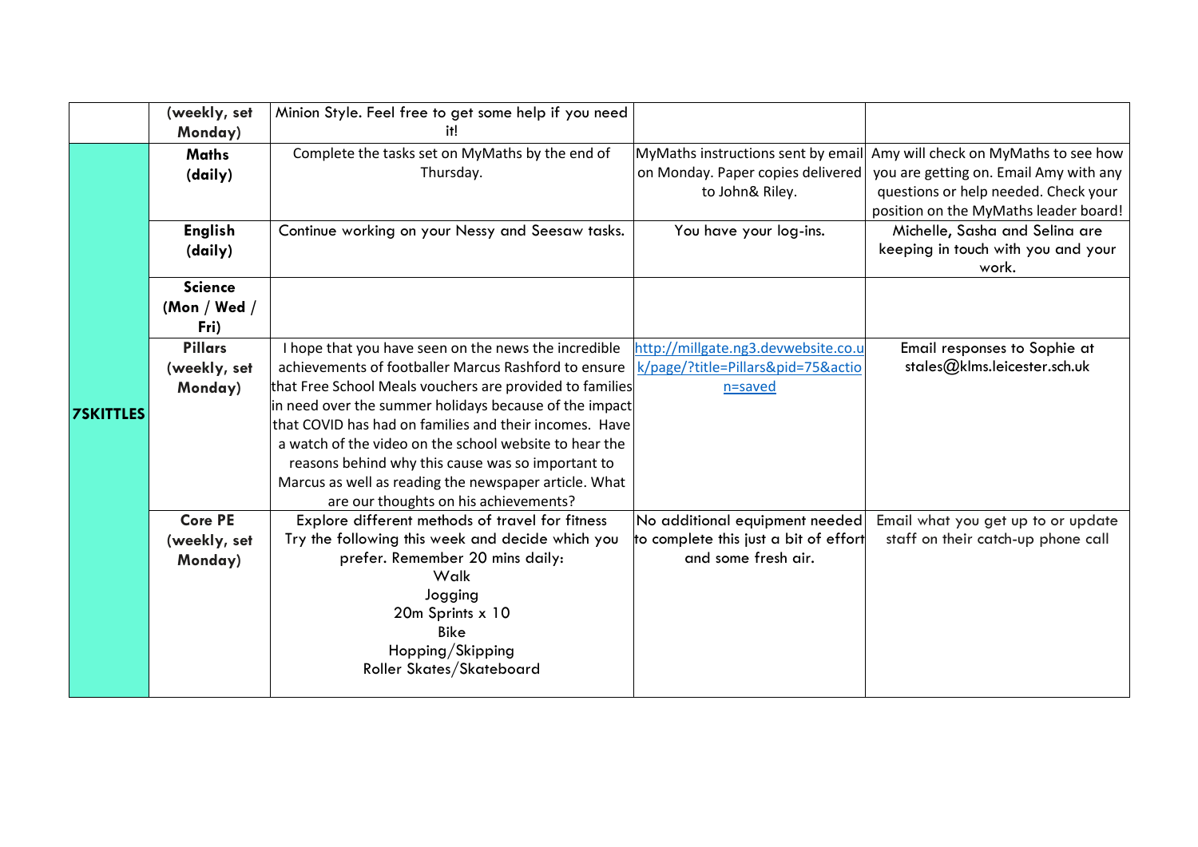| | | | | |
|---|---|---|---|---|
| | **(weekly, set Monday)** | Minion Style. Feel free to get some help if you need it! | | |
| **7SKITTLES** | **Maths (daily)** | Complete the tasks set on MyMaths by the end of Thursday. | MyMaths instructions sent by email on Monday. Paper copies delivered to John& Riley. | Amy will check on MyMaths to see how you are getting on. Email Amy with any questions or help needed. Check your position on the MyMaths leader board! |
| | **English (daily)** | Continue working on your Nessy and Seesaw tasks. | You have your log-ins. | Michelle, Sasha and Selina are keeping in touch with you and your work. |
| | **Science (Mon / Wed / Fri)** | | | |
| | **Pillars (weekly, set Monday)** | I hope that you have seen on the news the incredible achievements of footballer Marcus Rashford to ensure that Free School Meals vouchers are provided to families in need over the summer holidays because of the impact that COVID has had on families and their incomes. Have a watch of the video on the school website to hear the reasons behind why this cause was so important to Marcus as well as reading the newspaper article. What are our thoughts on his achievements? | http://millgate.ng3.devwebsite.co.uk/page/?title=Pillars&pid=75&action=saved | Email responses to Sophie at stales@klms.leicester.sch.uk |
| | **Core PE (weekly, set Monday)** | Explore different methods of travel for fitness<br>Try the following this week and decide which you prefer. Remember 20 mins daily:<br>Walk<br>Jogging<br>20m Sprints x 10<br>Bike<br>Hopping/Skipping<br>Roller Skates/Skateboard | No additional equipment needed to complete this just a bit of effort and some fresh air. | Email what you get up to or update staff on their catch-up phone call |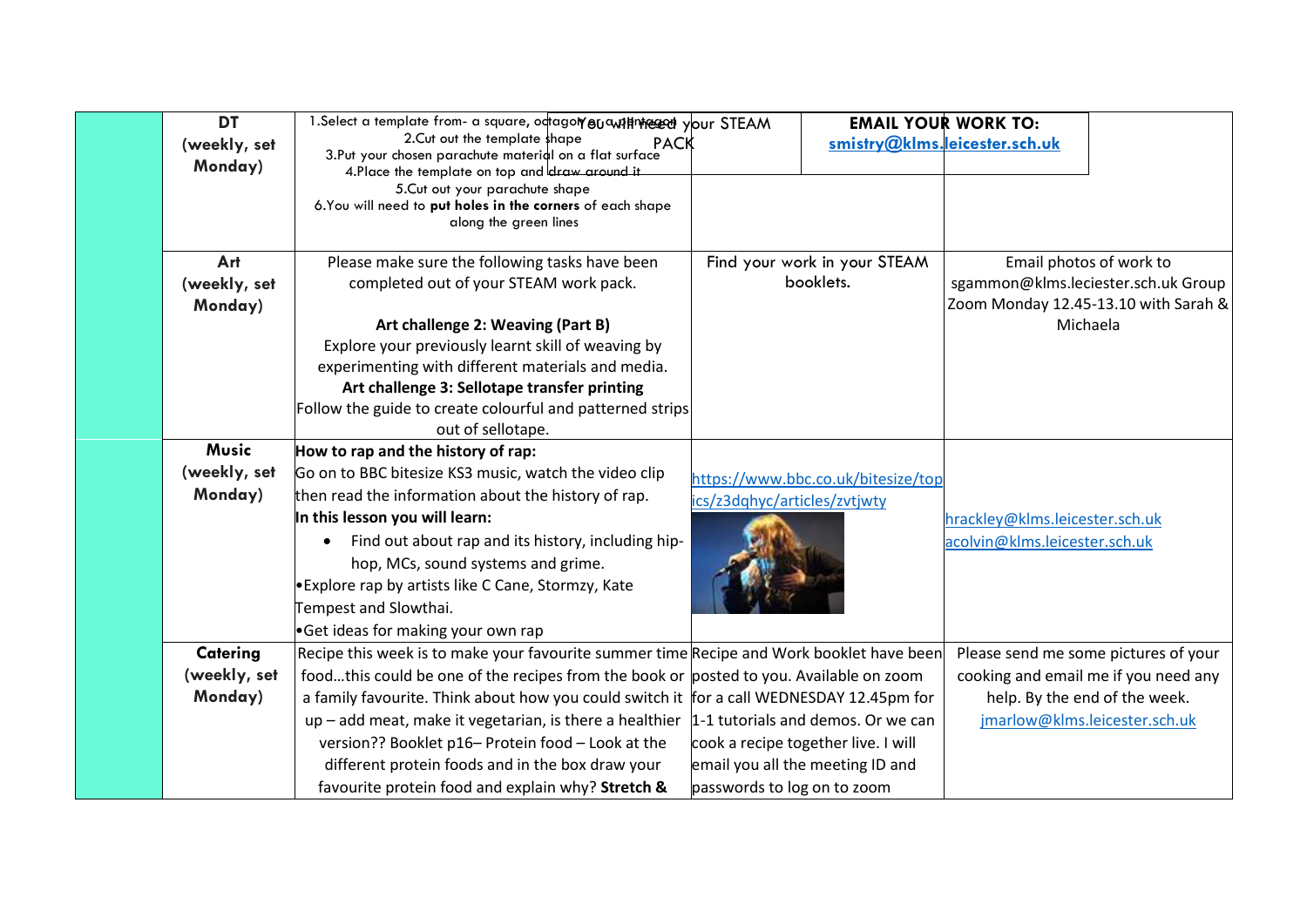| | | | | |
|---|---|---|---|---|
| | **DT (weekly, set Monday)** | 1.Select a template from- a square, octagon or a pentagon<br>2.Cut out the template shape<br>3.Put your chosen parachute material on a flat surface<br>4.Place the template on top and draw around it<br>5.Cut out your parachute shape<br>6.You will need to **put holes in the corners** of each shape along the green lines | You will need your STEAM PACK | **EMAIL YOUR WORK TO:** [smistry@klms.leicester.sch.uk](mailto:smistry@klms.leicester.sch.uk) |
| | **Art (weekly, set Monday)** | Please make sure the following tasks have been completed out of your STEAM work pack.<br><br>**Art challenge 2: Weaving (Part B)**<br>Explore your previously learnt skill of weaving by experimenting with different materials and media.<br>**Art challenge 3: Sellotape transfer printing**<br>Follow the guide to create colourful and patterned strips out of sellotape. | Find your work in your STEAM booklets. | Email photos of work to sgammon@klms.leciester.sch.uk Group Zoom Monday 12.45-13.10 with Sarah & Michaela |
| | **Music (weekly, set Monday)** | **How to rap and the history of rap:**<br>Go on to BBC bitesize KS3 music, watch the video clip then read the information about the history of rap.<br>**In this lesson you will learn:**<br>• Find out about rap and its history, including hip-hop, MCs, sound systems and grime.<br>•Explore rap by artists like C Cane, Stormzy, Kate Tempest and Slowthai.<br>•Get ideas for making your own rap | https://www.bbc.co.uk/bitesize/topics/z3dqhyc/articles/zvtjwty | hrackley@klms.leicester.sch.uk<br>acolvin@klms.leicester.sch.uk |
| | **Catering (weekly, set Monday)** | Recipe this week is to make your favourite summer time food…this could be one of the recipes from the book or a family favourite. Think about how you could switch it up – add meat, make it vegetarian, is there a healthier version?? Booklet p16– Protein food – Look at the different protein foods and in the box draw your favourite protein food and explain why? **Stretch &** | Recipe and Work booklet have been posted to you. Available on zoom for a call WEDNESDAY 12.45pm for 1-1 tutorials and demos. Or we can cook a recipe together live. I will email you all the meeting ID and passwords to log on to zoom | Please send me some pictures of your cooking and email me if you need any help. By the end of the week. jmarlow@klms.leicester.sch.uk |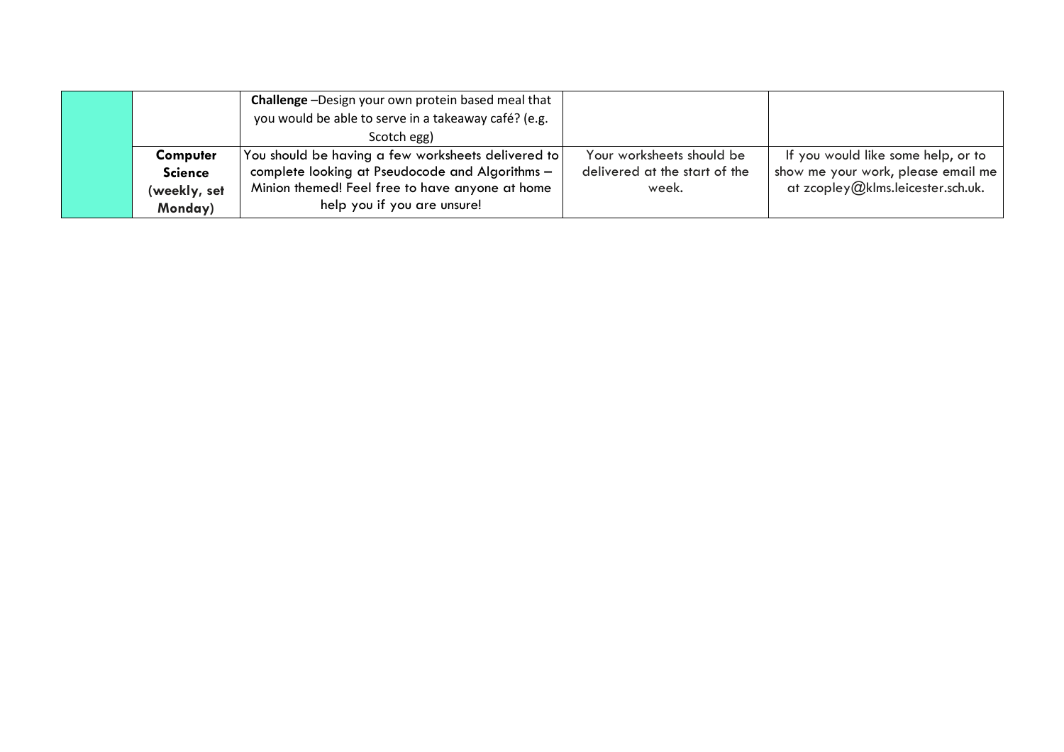| | | | | |
|---|---|---|---|---|
| | | **Challenge** –Design your own protein based meal that you would be able to serve in a takeaway café? (e.g. Scotch egg) | | |
| | **Computer Science (weekly, set Monday)** | You should be having a few worksheets delivered to complete looking at Pseudocode and Algorithms – Minion themed! Feel free to have anyone at home help you if you are unsure! | Your worksheets should be delivered at the start of the week. | If you would like some help, or to show me your work, please email me at zcopley@klms.leicester.sch.uk. |